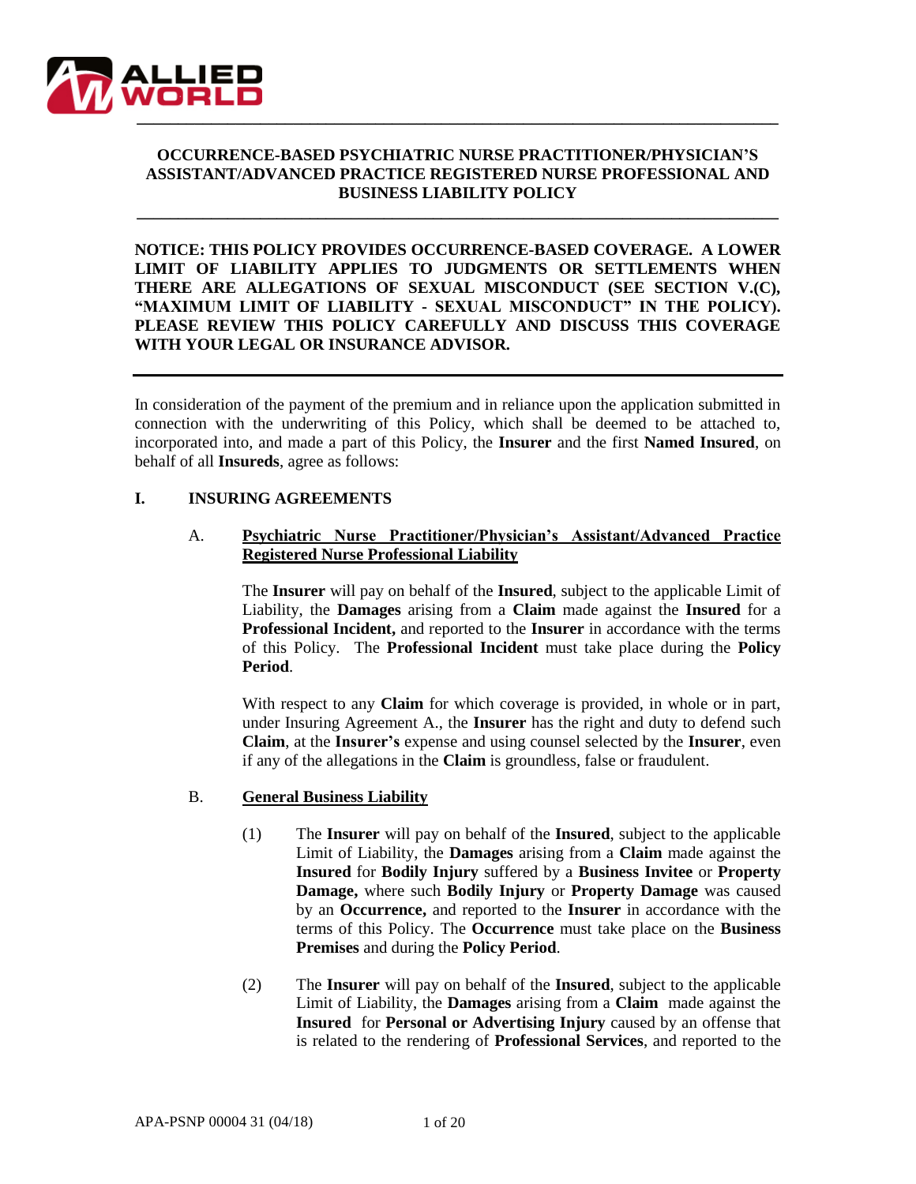# OCCURRENCE-BASED PSYCHIATRIC NURSE PRACTITIONER/PHYSICIAN'S ASSISTANT/ADVANCED PRACTICE REGISTERED NURSE PROFESSIONAL AND BUSINESS LIABILITY POLICY

**NOTICE: THIS POLICY PROVIDES OCCURRENCE-BASED COVERAGE. A LOWER LIMIT OF LIABILITY APPLIES TO JUDGMENTS OR SETTLEMENTS WHEN THERE ARE ALLEGATIONS OF SEXUAL MISCONDUCT (SEE SECTION V.(C), "MAXIMUM LIMIT OF LIABILITY - SEXUAL MISCONDUCT" IN THE POLICY). PLEASE REVIEW THIS POLICY CAREFULLY AND DISCUSS THIS COVERAGE WITH YOUR LEGAL OR INSURANCE ADVISOR.**

---

In consideration of the payment of the premium and in reliance upon the application submitted in connection with the underwriting of this Policy, which shall be deemed to be attached to, incorporated into, and made a part of this Policy, the **Insurer** and the first **Named Insured**, on behalf of all **Insureds**, agree as follows:

## I. INSURING AGREEMENTS

### A. Psychiatric Nurse Practitioner/Physician's Assistant/Advanced Practice Registered Nurse Professional Liability

The **Insurer** will pay on behalf of the **Insured**, subject to the applicable Limit of Liability, the **Damages** arising from a **Claim** made against the **Insured** for a **Professional Incident,** and reported to the **Insurer** in accordance with the terms of this Policy. The **Professional Incident** must take place during the **Policy Period**.

With respect to any **Claim** for which coverage is provided, in whole or in part, under Insuring Agreement A., the **Insurer** has the right and duty to defend such **Claim**, at the **Insurer's** expense and using counsel selected by the **Insurer**, even if any of the allegations in the **Claim** is groundless, false or fraudulent.

### B. General Business Liability

(1) The **Insurer** will pay on behalf of the **Insured**, subject to the applicable Limit of Liability, the **Damages** arising from a **Claim** made against the **Insured** for **Bodily Injury** suffered by a **Business Invitee** or **Property Damage,** where such **Bodily Injury** or **Property Damage** was caused by an **Occurrence,** and reported to the **Insurer** in accordance with the terms of this Policy. The **Occurrence** must take place on the **Business Premises** and during the **Policy Period**.

(2) The **Insurer** will pay on behalf of the **Insured**, subject to the applicable Limit of Liability, the **Damages** arising from a **Claim** made against the **Insured** for **Personal or Advertising Injury** caused by an offense that is related to the rendering of **Professional Services**, and reported to the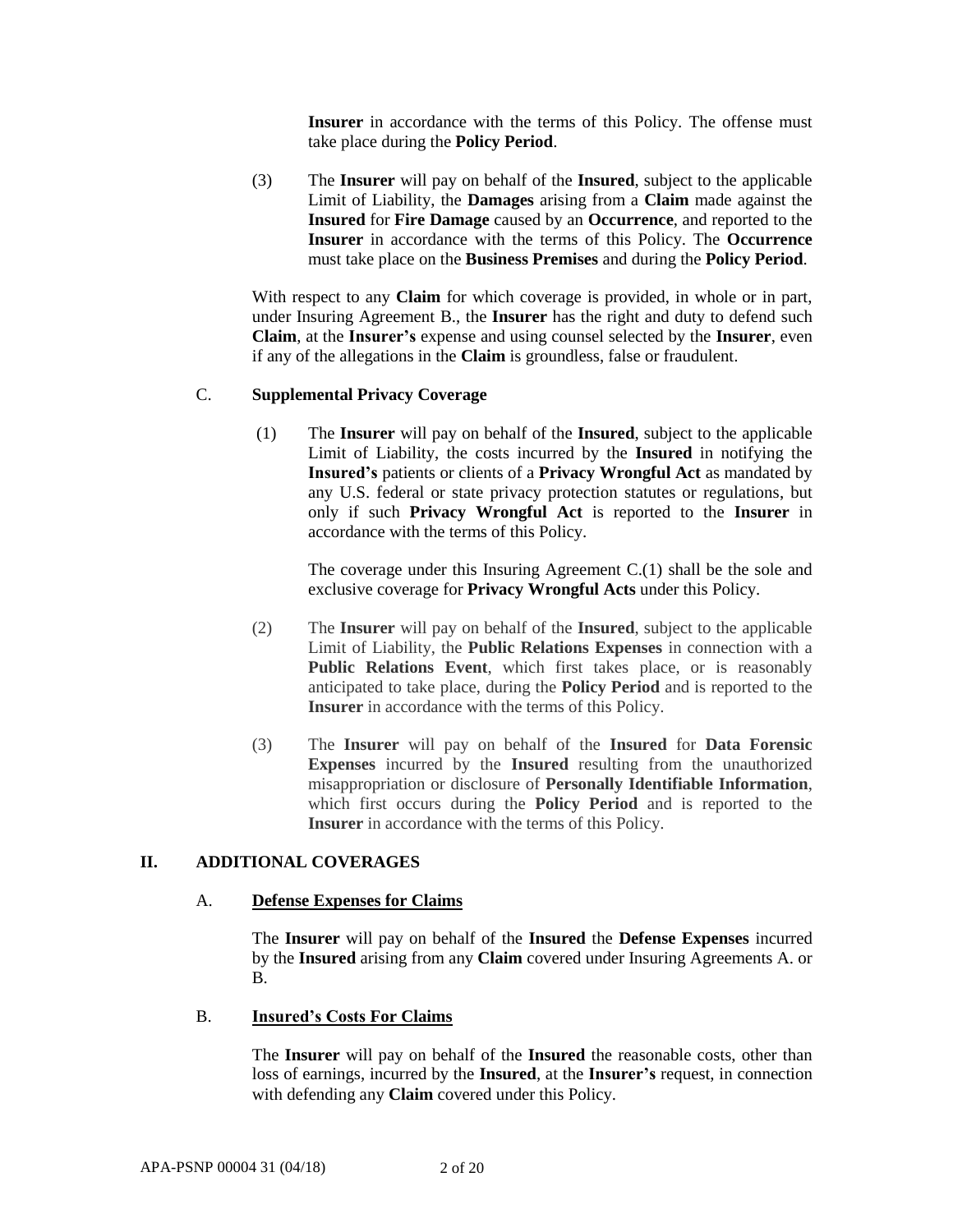**Insurer** in accordance with the terms of this Policy. The offense must take place during the **Policy Period**.

(3) The **Insurer** will pay on behalf of the **Insured**, subject to the applicable Limit of Liability, the **Damages** arising from a **Claim** made against the **Insured** for **Fire Damage** caused by an **Occurrence**, and reported to the **Insurer** in accordance with the terms of this Policy. The **Occurrence** must take place on the **Business Premises** and during the **Policy Period**.

With respect to any **Claim** for which coverage is provided, in whole or in part, under Insuring Agreement B., the **Insurer** has the right and duty to defend such **Claim**, at the **Insurer's** expense and using counsel selected by the **Insurer**, even if any of the allegations in the **Claim** is groundless, false or fraudulent.

C. **Supplemental Privacy Coverage**

(1) The **Insurer** will pay on behalf of the **Insured**, subject to the applicable Limit of Liability, the costs incurred by the **Insured** in notifying the **Insured's** patients or clients of a **Privacy Wrongful Act** as mandated by any U.S. federal or state privacy protection statutes or regulations, but only if such **Privacy Wrongful Act** is reported to the **Insurer** in accordance with the terms of this Policy.

The coverage under this Insuring Agreement C.(1) shall be the sole and exclusive coverage for **Privacy Wrongful Acts** under this Policy.

(2) The **Insurer** will pay on behalf of the **Insured**, subject to the applicable Limit of Liability, the **Public Relations Expenses** in connection with a **Public Relations Event**, which first takes place, or is reasonably anticipated to take place, during the **Policy Period** and is reported to the **Insurer** in accordance with the terms of this Policy.

(3) The **Insurer** will pay on behalf of the **Insured** for **Data Forensic Expenses** incurred by the **Insured** resulting from the unauthorized misappropriation or disclosure of **Personally Identifiable Information**, which first occurs during the **Policy Period** and is reported to the **Insurer** in accordance with the terms of this Policy.

## II. ADDITIONAL COVERAGES

A. **Defense Expenses for Claims**

The **Insurer** will pay on behalf of the **Insured** the **Defense Expenses** incurred by the **Insured** arising from any **Claim** covered under Insuring Agreements A. or B.

B. **Insured's Costs For Claims**

The **Insurer** will pay on behalf of the **Insured** the reasonable costs, other than loss of earnings, incurred by the **Insured**, at the **Insurer's** request, in connection with defending any **Claim** covered under this Policy.

APA-PSNP 00004 31 (04/18)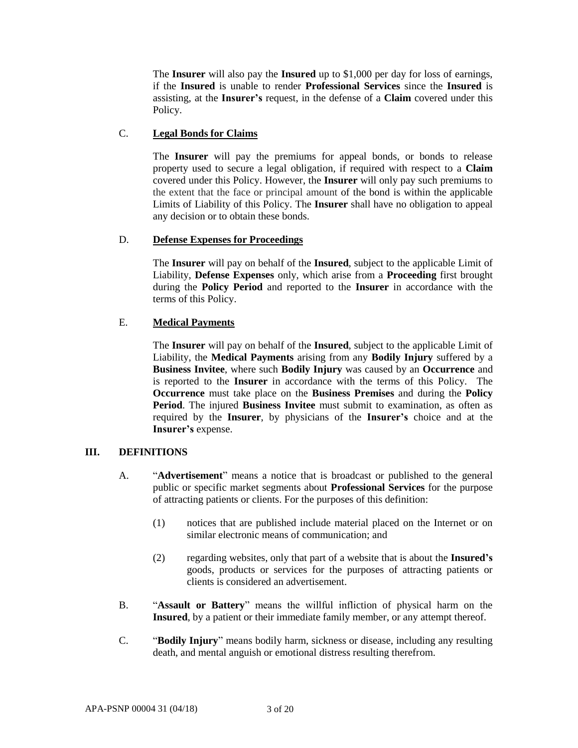The **Insurer** will also pay the **Insured** up to $1,000 per day for loss of earnings, if the **Insured** is unable to render **Professional Services** since the **Insured** is assisting, at the **Insurer's** request, in the defense of a **Claim** covered under this Policy.

C. **Legal Bonds for Claims**

The **Insurer** will pay the premiums for appeal bonds, or bonds to release property used to secure a legal obligation, if required with respect to a **Claim** covered under this Policy. However, the **Insurer** will only pay such premiums to the extent that the face or principal amount of the bond is within the applicable Limits of Liability of this Policy. The **Insurer** shall have no obligation to appeal any decision or to obtain these bonds.

D. **Defense Expenses for Proceedings**

The **Insurer** will pay on behalf of the **Insured**, subject to the applicable Limit of Liability, **Defense Expenses** only, which arise from a **Proceeding** first brought during the **Policy Period** and reported to the **Insurer** in accordance with the terms of this Policy.

E. **Medical Payments**

The **Insurer** will pay on behalf of the **Insured**, subject to the applicable Limit of Liability, the **Medical Payments** arising from any **Bodily Injury** suffered by a **Business Invitee**, where such **Bodily Injury** was caused by an **Occurrence** and is reported to the **Insurer** in accordance with the terms of this Policy. The **Occurrence** must take place on the **Business Premises** and during the **Policy Period**. The injured **Business Invitee** must submit to examination, as often as required by the **Insurer**, by physicians of the **Insurer's** choice and at the **Insurer's** expense.

## III. DEFINITIONS

A. "**Advertisement**" means a notice that is broadcast or published to the general public or specific market segments about **Professional Services** for the purpose of attracting patients or clients. For the purposes of this definition:

(1) notices that are published include material placed on the Internet or on similar electronic means of communication; and

(2) regarding websites, only that part of a website that is about the **Insured's** goods, products or services for the purposes of attracting patients or clients is considered an advertisement.

B. "**Assault or Battery**" means the willful infliction of physical harm on the **Insured**, by a patient or their immediate family member, or any attempt thereof.

C. "**Bodily Injury**" means bodily harm, sickness or disease, including any resulting death, and mental anguish or emotional distress resulting therefrom.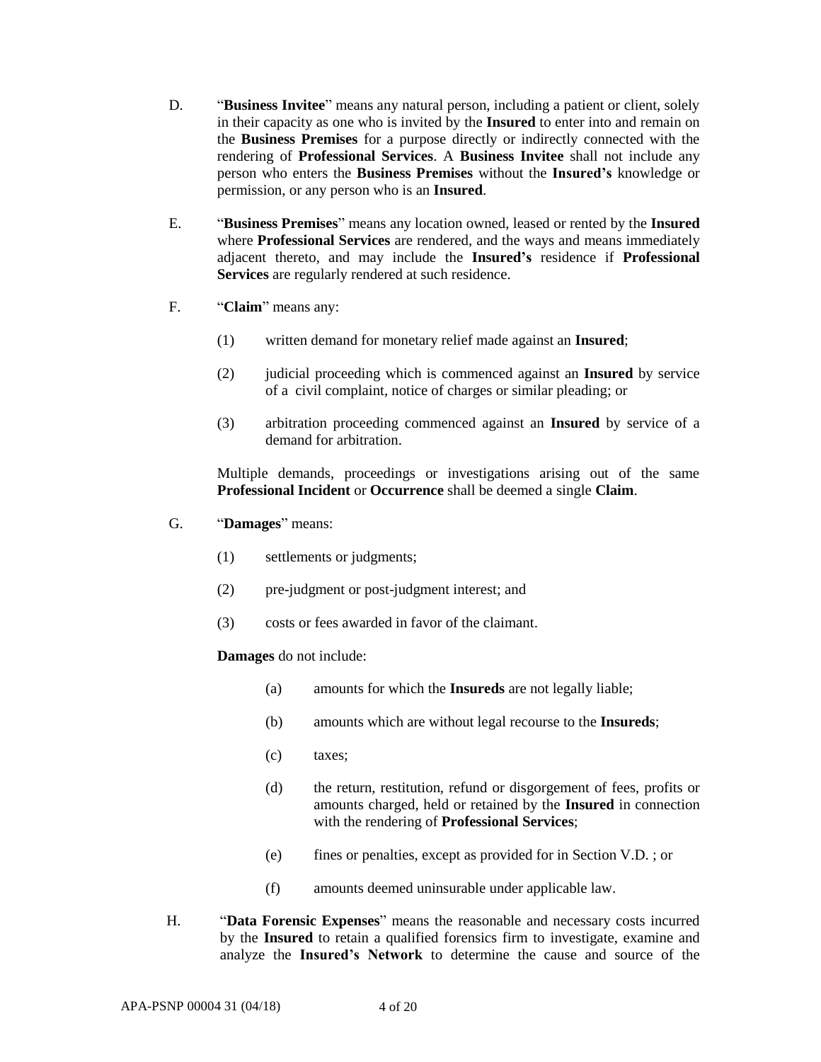D. "**Business Invitee**" means any natural person, including a patient or client, solely in their capacity as one who is invited by the **Insured** to enter into and remain on the **Business Premises** for a purpose directly or indirectly connected with the rendering of **Professional Services**. A **Business Invitee** shall not include any person who enters the **Business Premises** without the **Insured's** knowledge or permission, or any person who is an **Insured**.

E. "**Business Premises**" means any location owned, leased or rented by the **Insured** where **Professional Services** are rendered, and the ways and means immediately adjacent thereto, and may include the **Insured's** residence if **Professional Services** are regularly rendered at such residence.

F. "**Claim**" means any:

(1) written demand for monetary relief made against an **Insured**;

(2) judicial proceeding which is commenced against an **Insured** by service of a civil complaint, notice of charges or similar pleading; or

(3) arbitration proceeding commenced against an **Insured** by service of a demand for arbitration.

Multiple demands, proceedings or investigations arising out of the same **Professional Incident** or **Occurrence** shall be deemed a single **Claim**.

G. "**Damages**" means:

(1) settlements or judgments;

(2) pre-judgment or post-judgment interest; and

(3) costs or fees awarded in favor of the claimant.

**Damages** do not include:

(a) amounts for which the **Insureds** are not legally liable;

(b) amounts which are without legal recourse to the **Insureds**;

(c) taxes;

(d) the return, restitution, refund or disgorgement of fees, profits or amounts charged, held or retained by the **Insured** in connection with the rendering of **Professional Services**;

(e) fines or penalties, except as provided for in Section V.D. ; or

(f) amounts deemed uninsurable under applicable law.

H. "**Data Forensic Expenses**" means the reasonable and necessary costs incurred by the **Insured** to retain a qualified forensics firm to investigate, examine and analyze the **Insured's Network** to determine the cause and source of the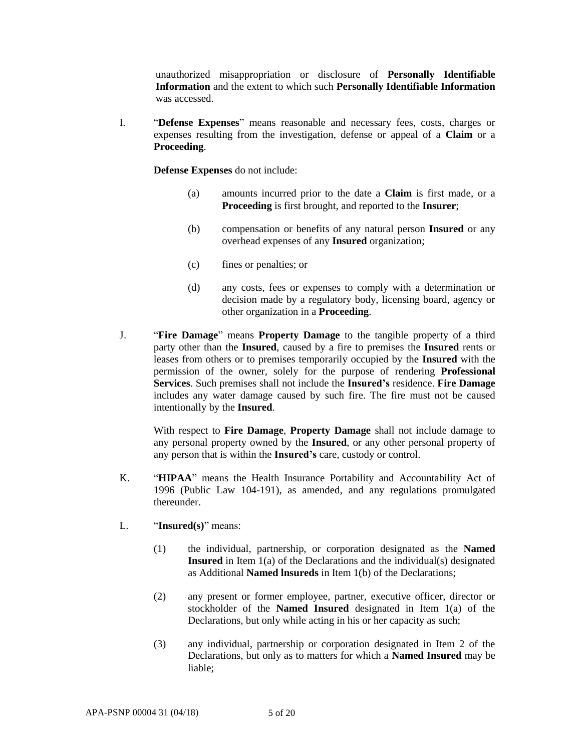unauthorized misappropriation or disclosure of **Personally Identifiable Information** and the extent to which such **Personally Identifiable Information** was accessed.

I. "**Defense Expenses**" means reasonable and necessary fees, costs, charges or expenses resulting from the investigation, defense or appeal of a **Claim** or a **Proceeding**.

**Defense Expenses** do not include:

(a) amounts incurred prior to the date a **Claim** is first made, or a **Proceeding** is first brought, and reported to the **Insurer**;

(b) compensation or benefits of any natural person **Insured** or any overhead expenses of any **Insured** organization;

(c) fines or penalties; or

(d) any costs, fees or expenses to comply with a determination or decision made by a regulatory body, licensing board, agency or other organization in a **Proceeding**.

J. "**Fire Damage**" means **Property Damage** to the tangible property of a third party other than the **Insured**, caused by a fire to premises the **Insured** rents or leases from others or to premises temporarily occupied by the **Insured** with the permission of the owner, solely for the purpose of rendering **Professional Services**. Such premises shall not include the **Insured's** residence. **Fire Damage** includes any water damage caused by such fire. The fire must not be caused intentionally by the **Insured**.

With respect to **Fire Damage**, **Property Damage** shall not include damage to any personal property owned by the **Insured**, or any other personal property of any person that is within the **Insured's** care, custody or control.

K. "**HIPAA**" means the Health Insurance Portability and Accountability Act of 1996 (Public Law 104-191), as amended, and any regulations promulgated thereunder.

L. "**Insured(s)**" means:

(1) the individual, partnership, or corporation designated as the **Named Insured** in Item 1(a) of the Declarations and the individual(s) designated as Additional **Named lnsureds** in Item 1(b) of the Declarations;

(2) any present or former employee, partner, executive officer, director or stockholder of the **Named Insured** designated in Item 1(a) of the Declarations, but only while acting in his or her capacity as such;

(3) any individual, partnership or corporation designated in Item 2 of the Declarations, but only as to matters for which a **Named Insured** may be liable;

APA-PSNP 00004 31 (04/18)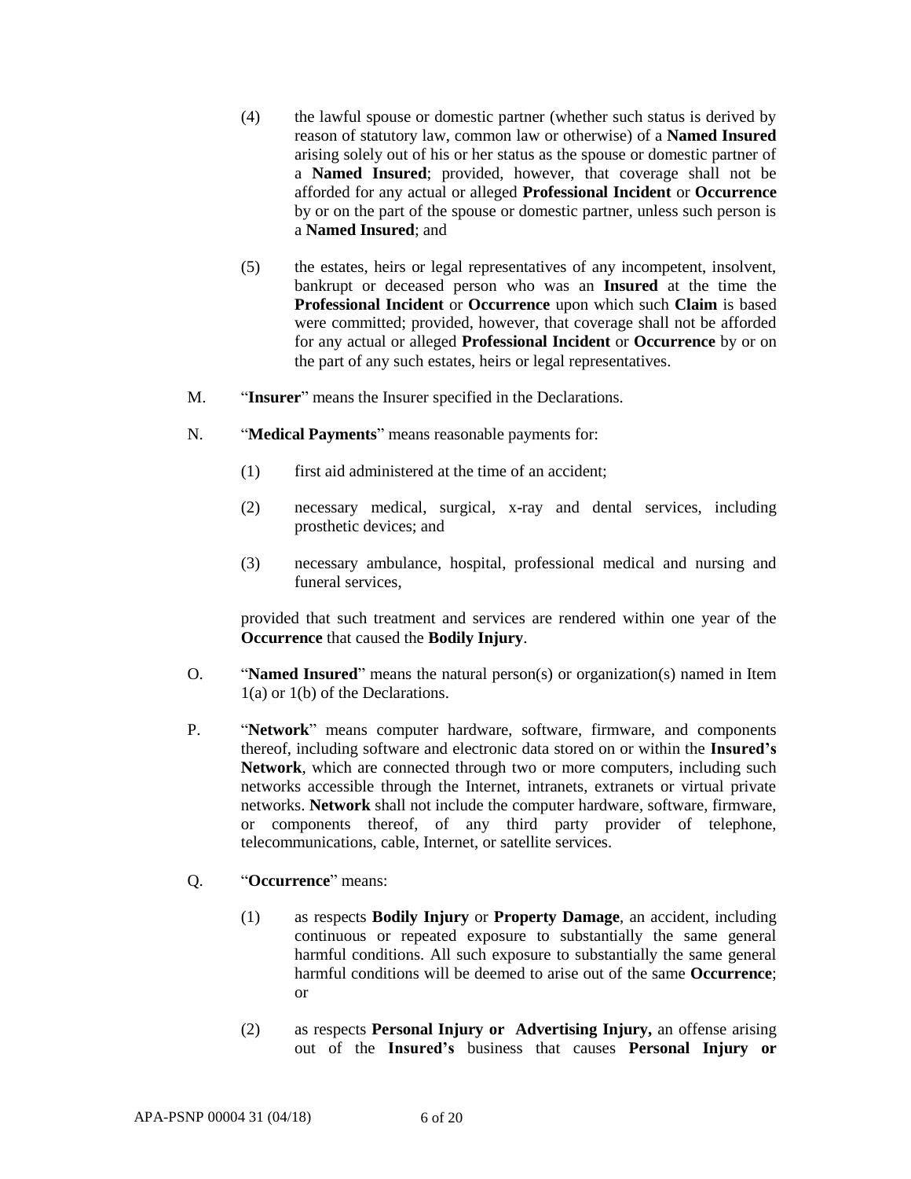(4) the lawful spouse or domestic partner (whether such status is derived by reason of statutory law, common law or otherwise) of a **Named Insured** arising solely out of his or her status as the spouse or domestic partner of a **Named Insured**; provided, however, that coverage shall not be afforded for any actual or alleged **Professional Incident** or **Occurrence** by or on the part of the spouse or domestic partner, unless such person is a **Named Insured**; and

(5) the estates, heirs or legal representatives of any incompetent, insolvent, bankrupt or deceased person who was an **Insured** at the time the **Professional Incident** or **Occurrence** upon which such **Claim** is based were committed; provided, however, that coverage shall not be afforded for any actual or alleged **Professional Incident** or **Occurrence** by or on the part of any such estates, heirs or legal representatives.

M. "**Insurer**" means the Insurer specified in the Declarations.

N. "**Medical Payments**" means reasonable payments for:

(1) first aid administered at the time of an accident;

(2) necessary medical, surgical, x-ray and dental services, including prosthetic devices; and

(3) necessary ambulance, hospital, professional medical and nursing and funeral services,

provided that such treatment and services are rendered within one year of the **Occurrence** that caused the **Bodily Injury**.

O. "**Named Insured**" means the natural person(s) or organization(s) named in Item 1(a) or 1(b) of the Declarations.

P. "**Network**" means computer hardware, software, firmware, and components thereof, including software and electronic data stored on or within the **Insured's Network**, which are connected through two or more computers, including such networks accessible through the Internet, intranets, extranets or virtual private networks. **Network** shall not include the computer hardware, software, firmware, or components thereof, of any third party provider of telephone, telecommunications, cable, Internet, or satellite services.

Q. "**Occurrence**" means:

(1) as respects **Bodily Injury** or **Property Damage**, an accident, including continuous or repeated exposure to substantially the same general harmful conditions. All such exposure to substantially the same general harmful conditions will be deemed to arise out of the same **Occurrence**; or

(2) as respects **Personal Injury or Advertising Injury,** an offense arising out of the **Insured's** business that causes **Personal Injury or**

APA-PSNP 00004 31 (04/18)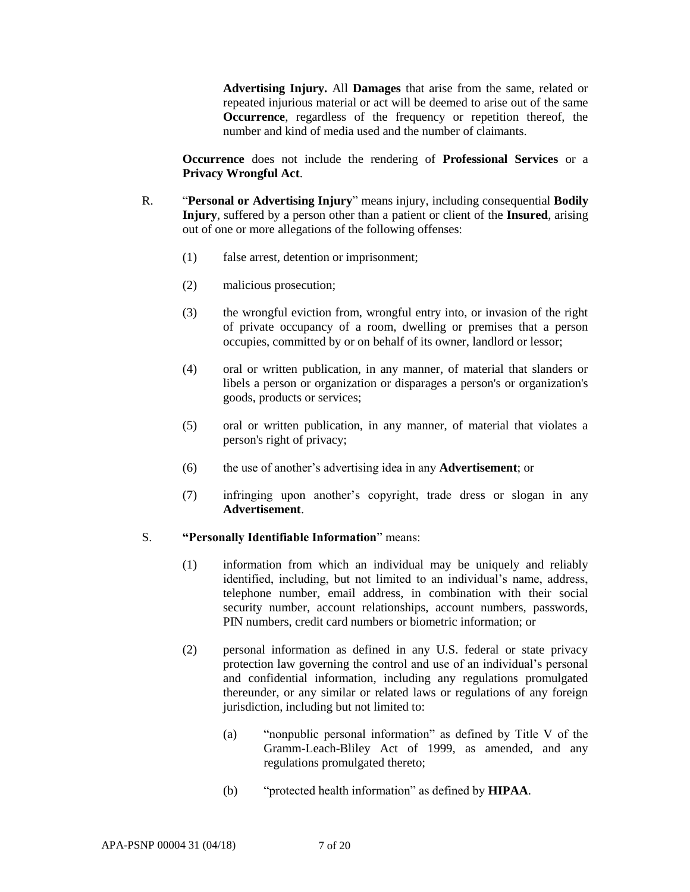**Advertising Injury.** All **Damages** that arise from the same, related or repeated injurious material or act will be deemed to arise out of the same **Occurrence**, regardless of the frequency or repetition thereof, the number and kind of media used and the number of claimants.

**Occurrence** does not include the rendering of **Professional Services** or a **Privacy Wrongful Act**.

R. "**Personal or Advertising Injury**" means injury, including consequential **Bodily Injury**, suffered by a person other than a patient or client of the **Insured**, arising out of one or more allegations of the following offenses:

(1) false arrest, detention or imprisonment;

(2) malicious prosecution;

(3) the wrongful eviction from, wrongful entry into, or invasion of the right of private occupancy of a room, dwelling or premises that a person occupies, committed by or on behalf of its owner, landlord or lessor;

(4) oral or written publication, in any manner, of material that slanders or libels a person or organization or disparages a person's or organization's goods, products or services;

(5) oral or written publication, in any manner, of material that violates a person's right of privacy;

(6) the use of another's advertising idea in any **Advertisement**; or

(7) infringing upon another's copyright, trade dress or slogan in any **Advertisement**.

S. **"Personally Identifiable Information**" means:

(1) information from which an individual may be uniquely and reliably identified, including, but not limited to an individual's name, address, telephone number, email address, in combination with their social security number, account relationships, account numbers, passwords, PIN numbers, credit card numbers or biometric information; or

(2) personal information as defined in any U.S. federal or state privacy protection law governing the control and use of an individual's personal and confidential information, including any regulations promulgated thereunder, or any similar or related laws or regulations of any foreign jurisdiction, including but not limited to:

(a) "nonpublic personal information" as defined by Title V of the Gramm-Leach-Bliley Act of 1999, as amended, and any regulations promulgated thereto;

(b) "protected health information" as defined by **HIPAA**.

APA-PSNP 00004 31 (04/18)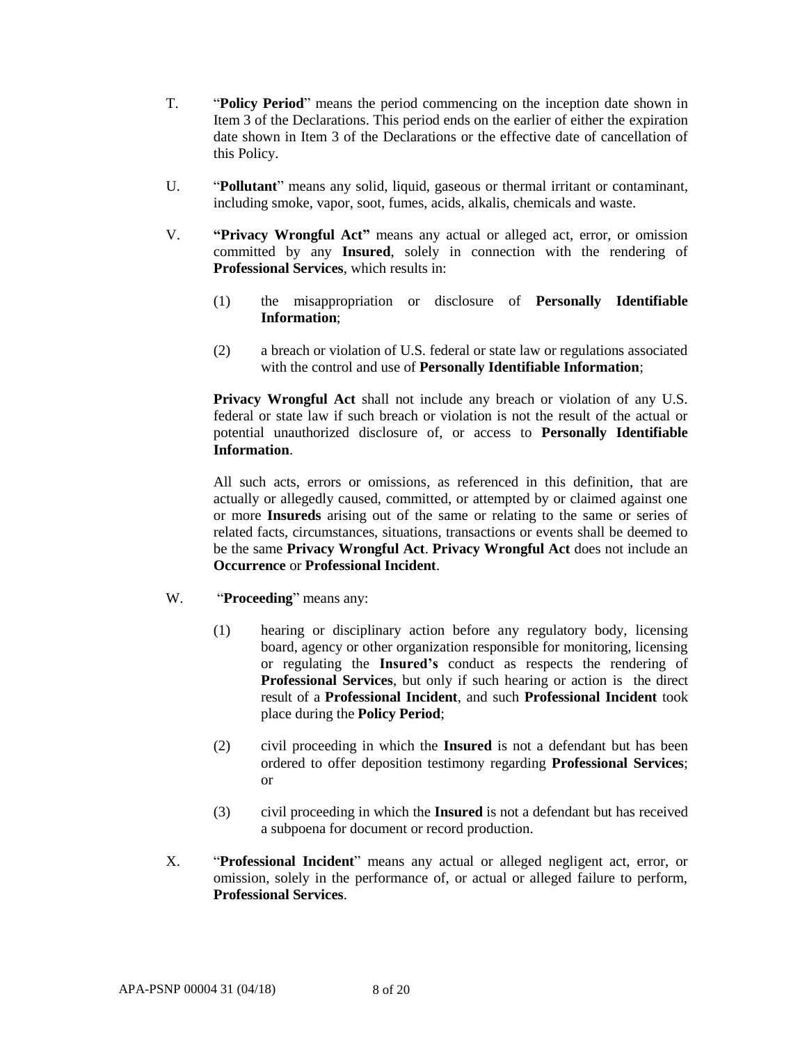T. "**Policy Period**" means the period commencing on the inception date shown in Item 3 of the Declarations. This period ends on the earlier of either the expiration date shown in Item 3 of the Declarations or the effective date of cancellation of this Policy.

U. "**Pollutant**" means any solid, liquid, gaseous or thermal irritant or contaminant, including smoke, vapor, soot, fumes, acids, alkalis, chemicals and waste.

V. **"Privacy Wrongful Act"** means any actual or alleged act, error, or omission committed by any **Insured**, solely in connection with the rendering of **Professional Services**, which results in:

   (1) the misappropriation or disclosure of **Personally Identifiable Information**;

   (2) a breach or violation of U.S. federal or state law or regulations associated with the control and use of **Personally Identifiable Information**;

   **Privacy Wrongful Act** shall not include any breach or violation of any U.S. federal or state law if such breach or violation is not the result of the actual or potential unauthorized disclosure of, or access to **Personally Identifiable Information**.

   All such acts, errors or omissions, as referenced in this definition, that are actually or allegedly caused, committed, or attempted by or claimed against one or more **Insureds** arising out of the same or relating to the same or series of related facts, circumstances, situations, transactions or events shall be deemed to be the same **Privacy Wrongful Act**. **Privacy Wrongful Act** does not include an **Occurrence** or **Professional Incident**.

W. "**Proceeding**" means any:

   (1) hearing or disciplinary action before any regulatory body, licensing board, agency or other organization responsible for monitoring, licensing or regulating the **Insured's** conduct as respects the rendering of **Professional Services**, but only if such hearing or action is the direct result of a **Professional Incident**, and such **Professional Incident** took place during the **Policy Period**;

   (2) civil proceeding in which the **Insured** is not a defendant but has been ordered to offer deposition testimony regarding **Professional Services**; or

   (3) civil proceeding in which the **Insured** is not a defendant but has received a subpoena for document or record production.

X. "**Professional Incident**" means any actual or alleged negligent act, error, or omission, solely in the performance of, or actual or alleged failure to perform, **Professional Services**.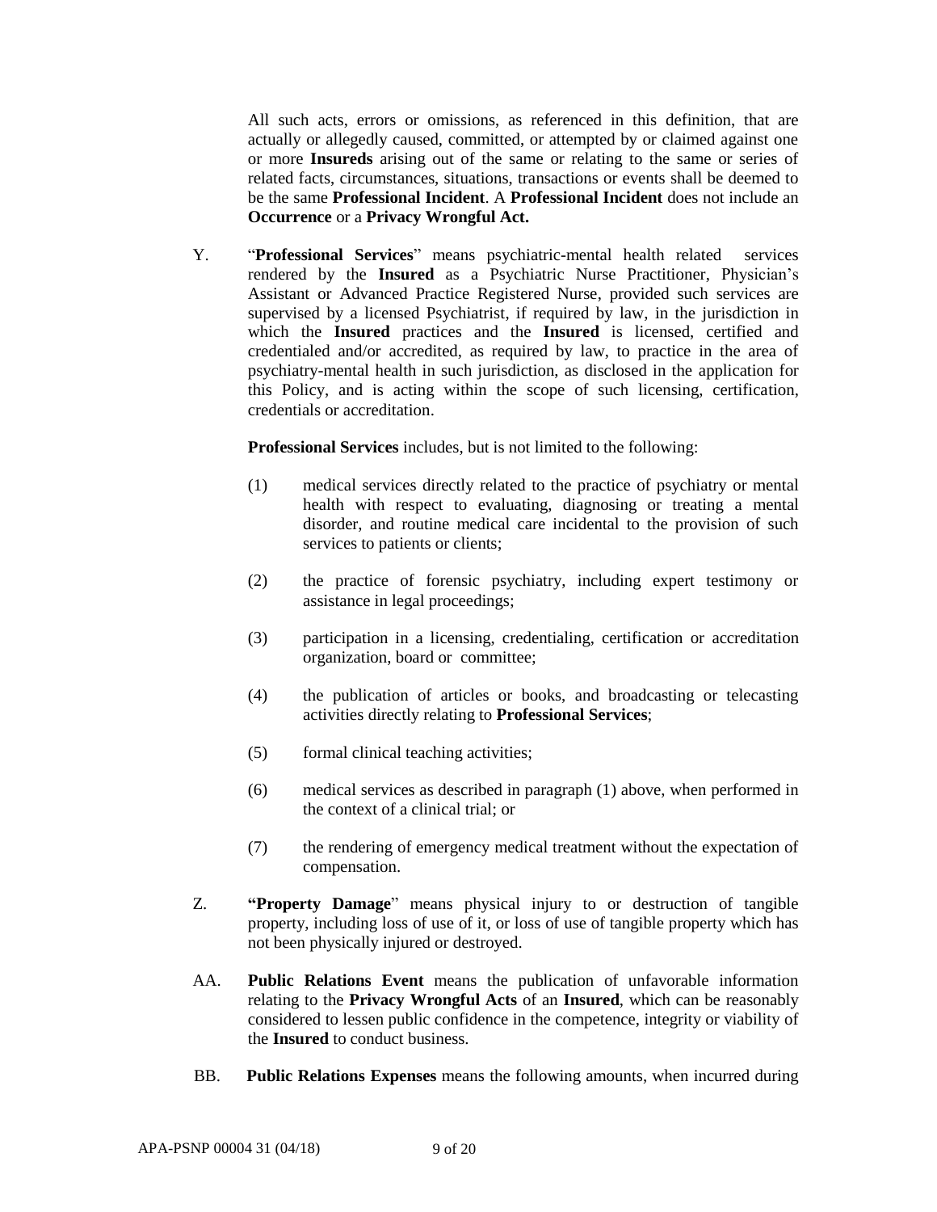All such acts, errors or omissions, as referenced in this definition, that are actually or allegedly caused, committed, or attempted by or claimed against one or more **Insureds** arising out of the same or relating to the same or series of related facts, circumstances, situations, transactions or events shall be deemed to be the same **Professional Incident**. A **Professional Incident** does not include an **Occurrence** or a **Privacy Wrongful Act.**

Y. "**Professional Services**" means psychiatric-mental health related services rendered by the **Insured** as a Psychiatric Nurse Practitioner, Physician's Assistant or Advanced Practice Registered Nurse, provided such services are supervised by a licensed Psychiatrist, if required by law, in the jurisdiction in which the **Insured** practices and the **Insured** is licensed, certified and credentialed and/or accredited, as required by law, to practice in the area of psychiatry-mental health in such jurisdiction, as disclosed in the application for this Policy, and is acting within the scope of such licensing, certification, credentials or accreditation.

**Professional Services** includes, but is not limited to the following:

(1) medical services directly related to the practice of psychiatry or mental health with respect to evaluating, diagnosing or treating a mental disorder, and routine medical care incidental to the provision of such services to patients or clients;

(2) the practice of forensic psychiatry, including expert testimony or assistance in legal proceedings;

(3) participation in a licensing, credentialing, certification or accreditation organization, board or committee;

(4) the publication of articles or books, and broadcasting or telecasting activities directly relating to **Professional Services**;

(5) formal clinical teaching activities;

(6) medical services as described in paragraph (1) above, when performed in the context of a clinical trial; or

(7) the rendering of emergency medical treatment without the expectation of compensation.

Z. **"Property Damage**" means physical injury to or destruction of tangible property, including loss of use of it, or loss of use of tangible property which has not been physically injured or destroyed.

AA. **Public Relations Event** means the publication of unfavorable information relating to the **Privacy Wrongful Acts** of an **Insured**, which can be reasonably considered to lessen public confidence in the competence, integrity or viability of the **Insured** to conduct business.

BB. **Public Relations Expenses** means the following amounts, when incurred during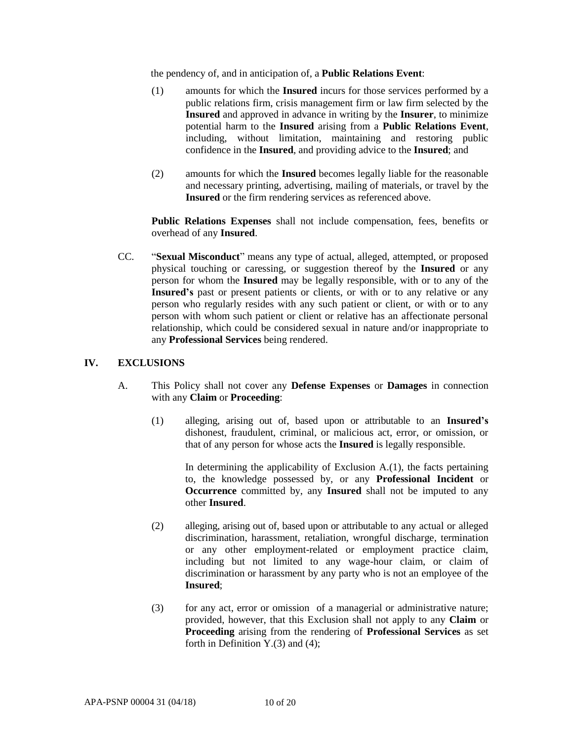the pendency of, and in anticipation of, a **Public Relations Event**:

(1) amounts for which the **Insured** incurs for those services performed by a public relations firm, crisis management firm or law firm selected by the **Insured** and approved in advance in writing by the **Insurer**, to minimize potential harm to the **Insured** arising from a **Public Relations Event**, including, without limitation, maintaining and restoring public confidence in the **Insured**, and providing advice to the **Insured**; and

(2) amounts for which the **Insured** becomes legally liable for the reasonable and necessary printing, advertising, mailing of materials, or travel by the **Insured** or the firm rendering services as referenced above.

**Public Relations Expenses** shall not include compensation, fees, benefits or overhead of any **Insured**.

CC. "**Sexual Misconduct**" means any type of actual, alleged, attempted, or proposed physical touching or caressing, or suggestion thereof by the **Insured** or any person for whom the **Insured** may be legally responsible, with or to any of the **Insured's** past or present patients or clients, or with or to any relative or any person who regularly resides with any such patient or client, or with or to any person with whom such patient or client or relative has an affectionate personal relationship, which could be considered sexual in nature and/or inappropriate to any **Professional Services** being rendered.

## IV. EXCLUSIONS

A. This Policy shall not cover any **Defense Expenses** or **Damages** in connection with any **Claim** or **Proceeding**:

(1) alleging, arising out of, based upon or attributable to an **Insured's** dishonest, fraudulent, criminal, or malicious act, error, or omission, or that of any person for whose acts the **Insured** is legally responsible.

In determining the applicability of Exclusion A.(1), the facts pertaining to, the knowledge possessed by, or any **Professional Incident** or **Occurrence** committed by, any **Insured** shall not be imputed to any other **Insured**.

(2) alleging, arising out of, based upon or attributable to any actual or alleged discrimination, harassment, retaliation, wrongful discharge, termination or any other employment-related or employment practice claim, including but not limited to any wage-hour claim, or claim of discrimination or harassment by any party who is not an employee of the **Insured**;

(3) for any act, error or omission of a managerial or administrative nature; provided, however, that this Exclusion shall not apply to any **Claim** or **Proceeding** arising from the rendering of **Professional Services** as set forth in Definition Y.(3) and (4);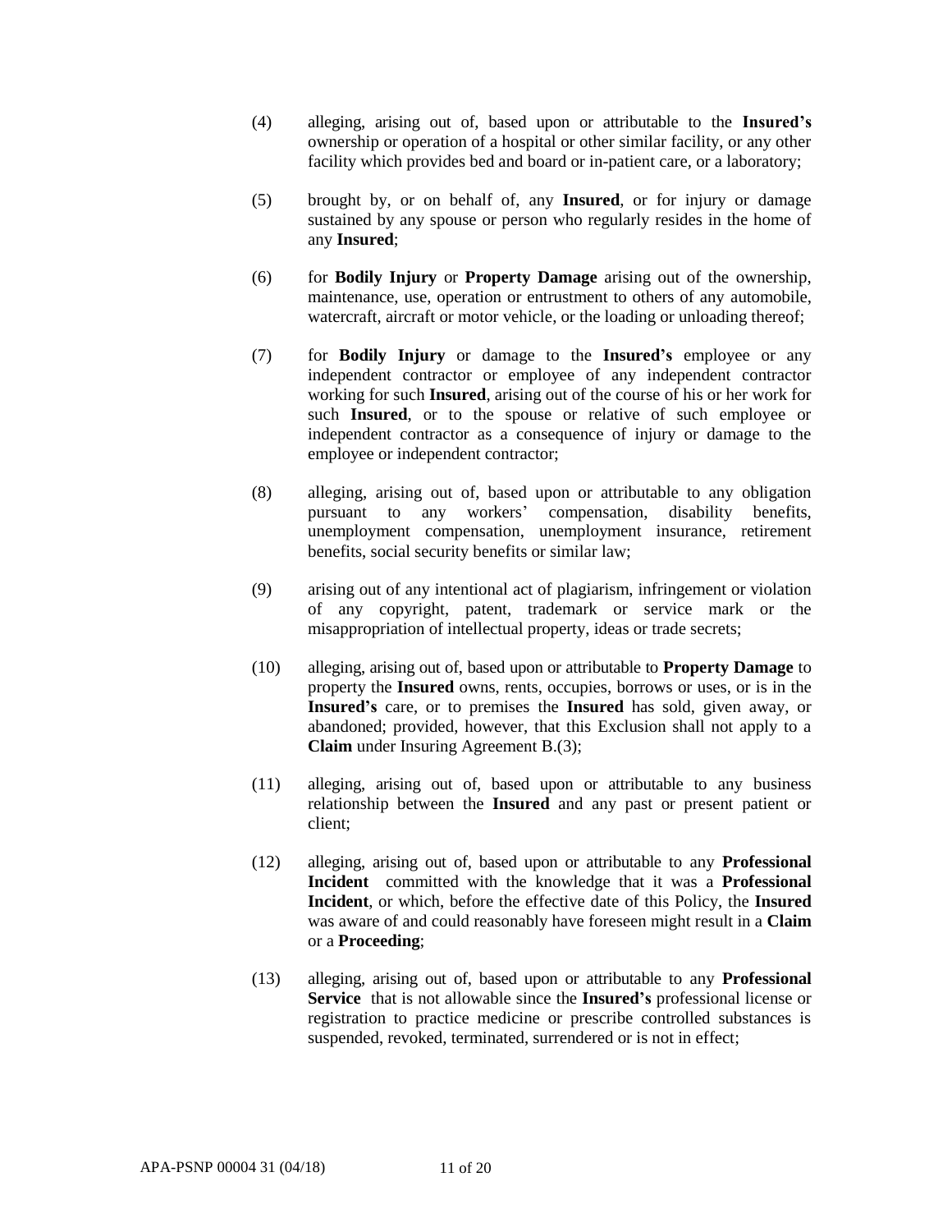(4) alleging, arising out of, based upon or attributable to the **Insured's** ownership or operation of a hospital or other similar facility, or any other facility which provides bed and board or in-patient care, or a laboratory;

(5) brought by, or on behalf of, any **Insured**, or for injury or damage sustained by any spouse or person who regularly resides in the home of any **Insured**;

(6) for **Bodily Injury** or **Property Damage** arising out of the ownership, maintenance, use, operation or entrustment to others of any automobile, watercraft, aircraft or motor vehicle, or the loading or unloading thereof;

(7) for **Bodily Injury** or damage to the **Insured's** employee or any independent contractor or employee of any independent contractor working for such **Insured**, arising out of the course of his or her work for such **Insured**, or to the spouse or relative of such employee or independent contractor as a consequence of injury or damage to the employee or independent contractor;

(8) alleging, arising out of, based upon or attributable to any obligation pursuant to any workers' compensation, disability benefits, unemployment compensation, unemployment insurance, retirement benefits, social security benefits or similar law;

(9) arising out of any intentional act of plagiarism, infringement or violation of any copyright, patent, trademark or service mark or the misappropriation of intellectual property, ideas or trade secrets;

(10) alleging, arising out of, based upon or attributable to **Property Damage** to property the **Insured** owns, rents, occupies, borrows or uses, or is in the **Insured's** care, or to premises the **Insured** has sold, given away, or abandoned; provided, however, that this Exclusion shall not apply to a **Claim** under Insuring Agreement B.(3);

(11) alleging, arising out of, based upon or attributable to any business relationship between the **Insured** and any past or present patient or client;

(12) alleging, arising out of, based upon or attributable to any **Professional Incident** committed with the knowledge that it was a **Professional Incident**, or which, before the effective date of this Policy, the **Insured** was aware of and could reasonably have foreseen might result in a **Claim** or a **Proceeding**;

(13) alleging, arising out of, based upon or attributable to any **Professional Service** that is not allowable since the **Insured's** professional license or registration to practice medicine or prescribe controlled substances is suspended, revoked, terminated, surrendered or is not in effect;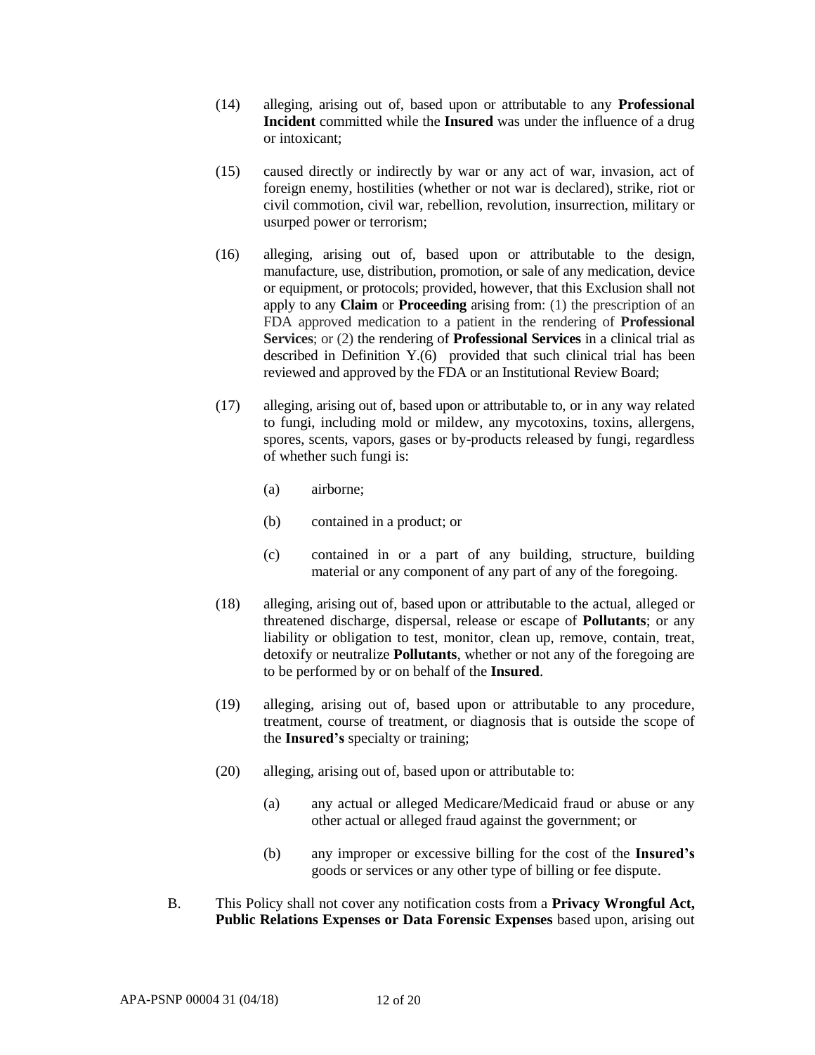(14) alleging, arising out of, based upon or attributable to any **Professional Incident** committed while the **Insured** was under the influence of a drug or intoxicant;

(15) caused directly or indirectly by war or any act of war, invasion, act of foreign enemy, hostilities (whether or not war is declared), strike, riot or civil commotion, civil war, rebellion, revolution, insurrection, military or usurped power or terrorism;

(16) alleging, arising out of, based upon or attributable to the design, manufacture, use, distribution, promotion, or sale of any medication, device or equipment, or protocols; provided, however, that this Exclusion shall not apply to any **Claim** or **Proceeding** arising from: (1) the prescription of an FDA approved medication to a patient in the rendering of **Professional Services**; or (2) the rendering of **Professional Services** in a clinical trial as described in Definition Y.(6) provided that such clinical trial has been reviewed and approved by the FDA or an Institutional Review Board;

(17) alleging, arising out of, based upon or attributable to, or in any way related to fungi, including mold or mildew, any mycotoxins, toxins, allergens, spores, scents, vapors, gases or by-products released by fungi, regardless of whether such fungi is:

(a) airborne;

(b) contained in a product; or

(c) contained in or a part of any building, structure, building material or any component of any part of any of the foregoing.

(18) alleging, arising out of, based upon or attributable to the actual, alleged or threatened discharge, dispersal, release or escape of **Pollutants**; or any liability or obligation to test, monitor, clean up, remove, contain, treat, detoxify or neutralize **Pollutants**, whether or not any of the foregoing are to be performed by or on behalf of the **Insured**.

(19) alleging, arising out of, based upon or attributable to any procedure, treatment, course of treatment, or diagnosis that is outside the scope of the **Insured's** specialty or training;

(20) alleging, arising out of, based upon or attributable to:

(a) any actual or alleged Medicare/Medicaid fraud or abuse or any other actual or alleged fraud against the government; or

(b) any improper or excessive billing for the cost of the **Insured's** goods or services or any other type of billing or fee dispute.

B. This Policy shall not cover any notification costs from a **Privacy Wrongful Act, Public Relations Expenses or Data Forensic Expenses** based upon, arising out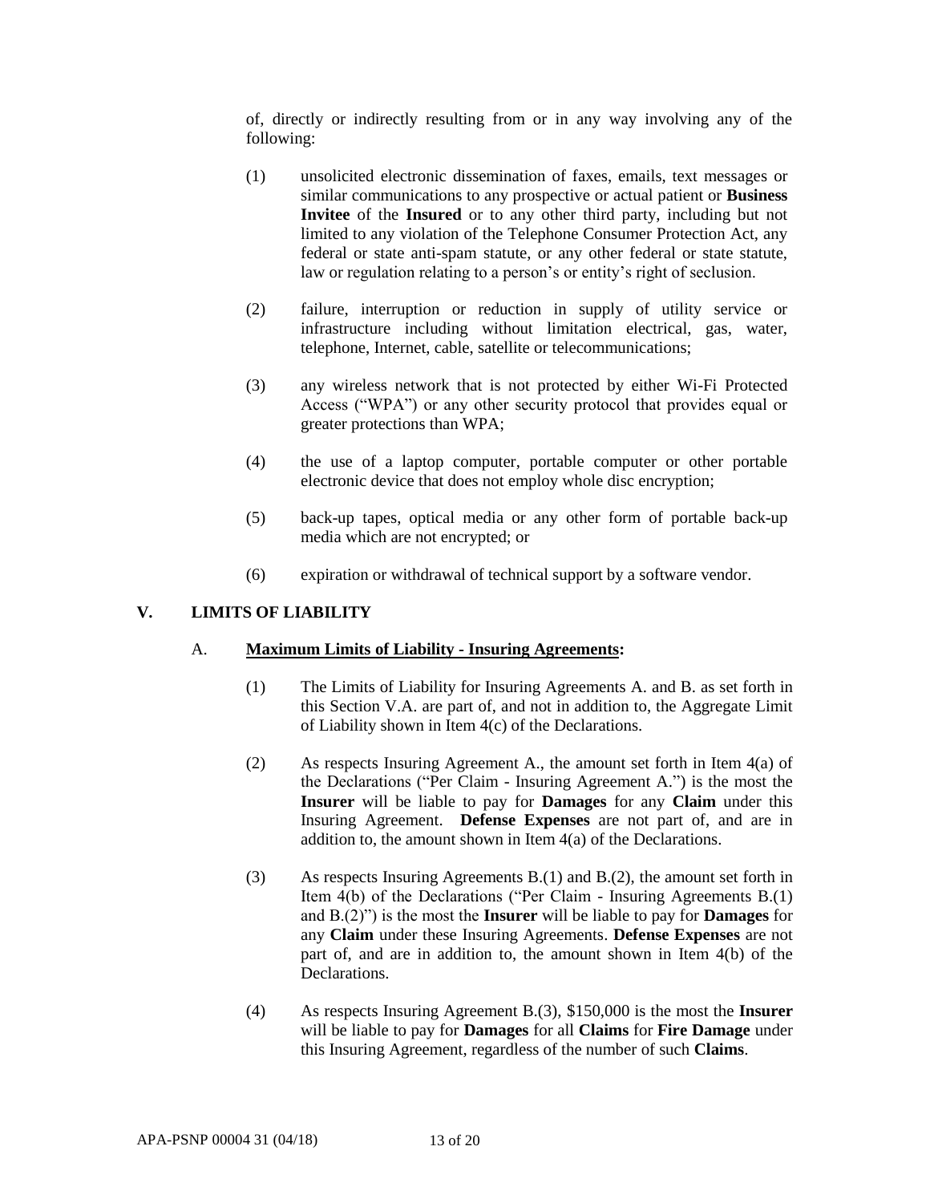of, directly or indirectly resulting from or in any way involving any of the following:

(1) unsolicited electronic dissemination of faxes, emails, text messages or similar communications to any prospective or actual patient or **Business Invitee** of the **Insured** or to any other third party, including but not limited to any violation of the Telephone Consumer Protection Act, any federal or state anti-spam statute, or any other federal or state statute, law or regulation relating to a person's or entity's right of seclusion.

(2) failure, interruption or reduction in supply of utility service or infrastructure including without limitation electrical, gas, water, telephone, Internet, cable, satellite or telecommunications;

(3) any wireless network that is not protected by either Wi-Fi Protected Access ("WPA") or any other security protocol that provides equal or greater protections than WPA;

(4) the use of a laptop computer, portable computer or other portable electronic device that does not employ whole disc encryption;

(5) back-up tapes, optical media or any other form of portable back-up media which are not encrypted; or

(6) expiration or withdrawal of technical support by a software vendor.

## V. LIMITS OF LIABILITY

A. **Maximum Limits of Liability - Insuring Agreements:**

(1) The Limits of Liability for Insuring Agreements A. and B. as set forth in this Section V.A. are part of, and not in addition to, the Aggregate Limit of Liability shown in Item 4(c) of the Declarations.

(2) As respects Insuring Agreement A., the amount set forth in Item 4(a) of the Declarations ("Per Claim - Insuring Agreement A.") is the most the **Insurer** will be liable to pay for **Damages** for any **Claim** under this Insuring Agreement. **Defense Expenses** are not part of, and are in addition to, the amount shown in Item 4(a) of the Declarations.

(3) As respects Insuring Agreements B.(1) and B.(2), the amount set forth in Item 4(b) of the Declarations ("Per Claim - Insuring Agreements B.(1) and B.(2)") is the most the **Insurer** will be liable to pay for **Damages** for any **Claim** under these Insuring Agreements. **Defense Expenses** are not part of, and are in addition to, the amount shown in Item 4(b) of the Declarations.

(4) As respects Insuring Agreement B.(3), $150,000 is the most the **Insurer** will be liable to pay for **Damages** for all **Claims** for **Fire Damage** under this Insuring Agreement, regardless of the number of such **Claims**.

APA-PSNP 00004 31 (04/18)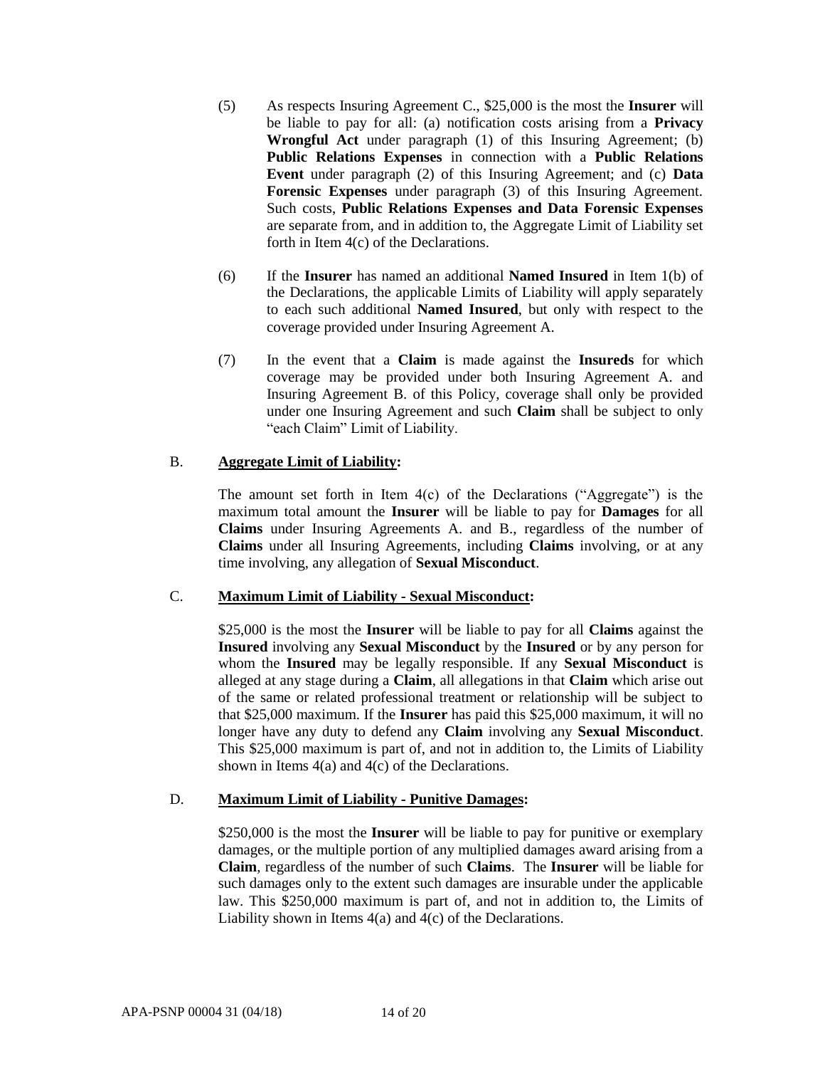(5) As respects Insuring Agreement C., $25,000 is the most the **Insurer** will be liable to pay for all: (a) notification costs arising from a **Privacy Wrongful Act** under paragraph (1) of this Insuring Agreement; (b) **Public Relations Expenses** in connection with a **Public Relations Event** under paragraph (2) of this Insuring Agreement; and (c) **Data Forensic Expenses** under paragraph (3) of this Insuring Agreement. Such costs, **Public Relations Expenses and Data Forensic Expenses** are separate from, and in addition to, the Aggregate Limit of Liability set forth in Item 4(c) of the Declarations.

(6) If the **Insurer** has named an additional **Named Insured** in Item 1(b) of the Declarations, the applicable Limits of Liability will apply separately to each such additional **Named Insured**, but only with respect to the coverage provided under Insuring Agreement A.

(7) In the event that a **Claim** is made against the **Insureds** for which coverage may be provided under both Insuring Agreement A. and Insuring Agreement B. of this Policy, coverage shall only be provided under one Insuring Agreement and such **Claim** shall be subject to only "each Claim" Limit of Liability.

B. **Aggregate Limit of Liability:**

The amount set forth in Item 4(c) of the Declarations ("Aggregate") is the maximum total amount the **Insurer** will be liable to pay for **Damages** for all **Claims** under Insuring Agreements A. and B., regardless of the number of **Claims** under all Insuring Agreements, including **Claims** involving, or at any time involving, any allegation of **Sexual Misconduct**.

C. **Maximum Limit of Liability - Sexual Misconduct:**

$25,000 is the most the **Insurer** will be liable to pay for all **Claims** against the **Insured** involving any **Sexual Misconduct** by the **Insured** or by any person for whom the **Insured** may be legally responsible. If any **Sexual Misconduct** is alleged at any stage during a **Claim**, all allegations in that **Claim** which arise out of the same or related professional treatment or relationship will be subject to that $25,000 maximum. If the **Insurer** has paid this $25,000 maximum, it will no longer have any duty to defend any **Claim** involving any **Sexual Misconduct**. This $25,000 maximum is part of, and not in addition to, the Limits of Liability shown in Items 4(a) and 4(c) of the Declarations.

D. **Maximum Limit of Liability - Punitive Damages:**

$250,000 is the most the **Insurer** will be liable to pay for punitive or exemplary damages, or the multiple portion of any multiplied damages award arising from a **Claim**, regardless of the number of such **Claims**. The **Insurer** will be liable for such damages only to the extent such damages are insurable under the applicable law. This $250,000 maximum is part of, and not in addition to, the Limits of Liability shown in Items 4(a) and 4(c) of the Declarations.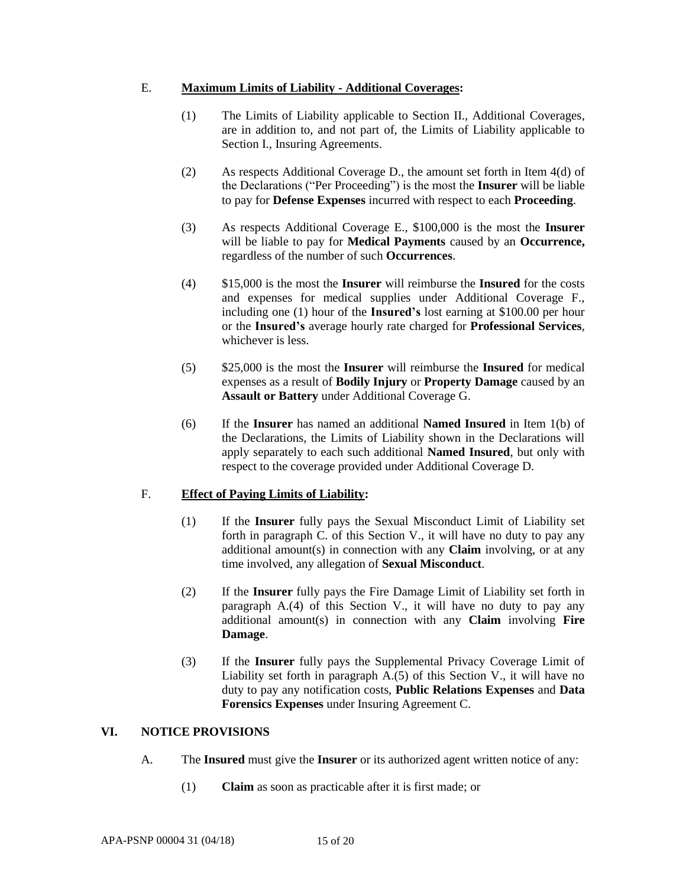E. **Maximum Limits of Liability - Additional Coverages:**

(1) The Limits of Liability applicable to Section II., Additional Coverages, are in addition to, and not part of, the Limits of Liability applicable to Section I., Insuring Agreements.

(2) As respects Additional Coverage D., the amount set forth in Item 4(d) of the Declarations ("Per Proceeding") is the most the **Insurer** will be liable to pay for **Defense Expenses** incurred with respect to each **Proceeding**.

(3) As respects Additional Coverage E., $100,000 is the most the **Insurer** will be liable to pay for **Medical Payments** caused by an **Occurrence,** regardless of the number of such **Occurrences**.

(4) $15,000 is the most the **Insurer** will reimburse the **Insured** for the costs and expenses for medical supplies under Additional Coverage F., including one (1) hour of the **Insured's** lost earning at $100.00 per hour or the **Insured's** average hourly rate charged for **Professional Services**, whichever is less.

(5) $25,000 is the most the **Insurer** will reimburse the **Insured** for medical expenses as a result of **Bodily Injury** or **Property Damage** caused by an **Assault or Battery** under Additional Coverage G.

(6) If the **Insurer** has named an additional **Named Insured** in Item 1(b) of the Declarations, the Limits of Liability shown in the Declarations will apply separately to each such additional **Named Insured**, but only with respect to the coverage provided under Additional Coverage D.

F. **Effect of Paying Limits of Liability:**

(1) If the **Insurer** fully pays the Sexual Misconduct Limit of Liability set forth in paragraph C. of this Section V., it will have no duty to pay any additional amount(s) in connection with any **Claim** involving, or at any time involved, any allegation of **Sexual Misconduct**.

(2) If the **Insurer** fully pays the Fire Damage Limit of Liability set forth in paragraph A.(4) of this Section V., it will have no duty to pay any additional amount(s) in connection with any **Claim** involving **Fire Damage**.

(3) If the **Insurer** fully pays the Supplemental Privacy Coverage Limit of Liability set forth in paragraph A.(5) of this Section V., it will have no duty to pay any notification costs, **Public Relations Expenses** and **Data Forensics Expenses** under Insuring Agreement C.

## VI. NOTICE PROVISIONS

A. The **Insured** must give the **Insurer** or its authorized agent written notice of any:

(1) **Claim** as soon as practicable after it is first made; or

APA-PSNP 00004 31 (04/18)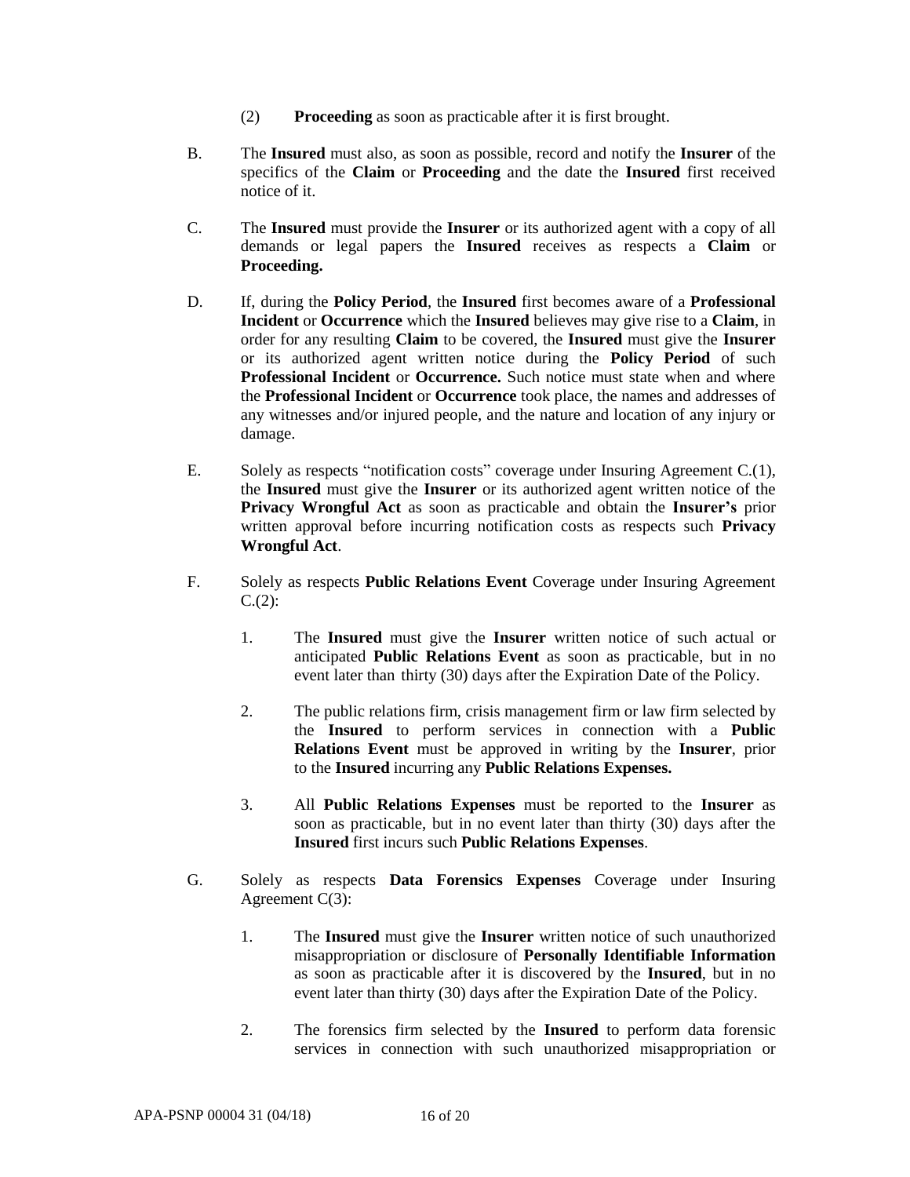(2) **Proceeding** as soon as practicable after it is first brought.

B. The **Insured** must also, as soon as possible, record and notify the **Insurer** of the specifics of the **Claim** or **Proceeding** and the date the **Insured** first received notice of it.

C. The **Insured** must provide the **Insurer** or its authorized agent with a copy of all demands or legal papers the **Insured** receives as respects a **Claim** or **Proceeding.**

D. If, during the **Policy Period**, the **Insured** first becomes aware of a **Professional Incident** or **Occurrence** which the **Insured** believes may give rise to a **Claim**, in order for any resulting **Claim** to be covered, the **Insured** must give the **Insurer** or its authorized agent written notice during the **Policy Period** of such **Professional Incident** or **Occurrence.** Such notice must state when and where the **Professional Incident** or **Occurrence** took place, the names and addresses of any witnesses and/or injured people, and the nature and location of any injury or damage.

E. Solely as respects "notification costs" coverage under Insuring Agreement C.(1), the **Insured** must give the **Insurer** or its authorized agent written notice of the **Privacy Wrongful Act** as soon as practicable and obtain the **Insurer's** prior written approval before incurring notification costs as respects such **Privacy Wrongful Act**.

F. Solely as respects **Public Relations Event** Coverage under Insuring Agreement C.(2):

1. The **Insured** must give the **Insurer** written notice of such actual or anticipated **Public Relations Event** as soon as practicable, but in no event later than thirty (30) days after the Expiration Date of the Policy.

2. The public relations firm, crisis management firm or law firm selected by the **Insured** to perform services in connection with a **Public Relations Event** must be approved in writing by the **Insurer**, prior to the **Insured** incurring any **Public Relations Expenses.**

3. All **Public Relations Expenses** must be reported to the **Insurer** as soon as practicable, but in no event later than thirty (30) days after the **Insured** first incurs such **Public Relations Expenses**.

G. Solely as respects **Data Forensics Expenses** Coverage under Insuring Agreement C(3):

1. The **Insured** must give the **Insurer** written notice of such unauthorized misappropriation or disclosure of **Personally Identifiable Information** as soon as practicable after it is discovered by the **Insured**, but in no event later than thirty (30) days after the Expiration Date of the Policy.

2. The forensics firm selected by the **Insured** to perform data forensic services in connection with such unauthorized misappropriation or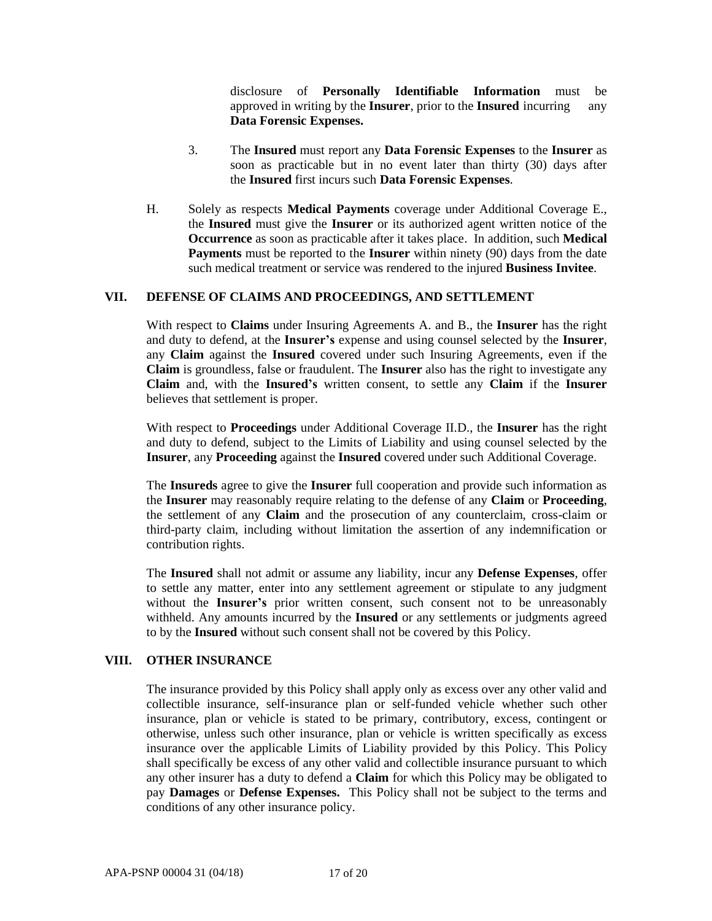disclosure of **Personally Identifiable Information** must be approved in writing by the **Insurer**, prior to the **Insured** incurring any **Data Forensic Expenses.**

3. The **Insured** must report any **Data Forensic Expenses** to the **Insurer** as soon as practicable but in no event later than thirty (30) days after the **Insured** first incurs such **Data Forensic Expenses**.

H. Solely as respects **Medical Payments** coverage under Additional Coverage E., the **Insured** must give the **Insurer** or its authorized agent written notice of the **Occurrence** as soon as practicable after it takes place. In addition, such **Medical Payments** must be reported to the **Insurer** within ninety (90) days from the date such medical treatment or service was rendered to the injured **Business Invitee**.

## VII. DEFENSE OF CLAIMS AND PROCEEDINGS, AND SETTLEMENT

With respect to **Claims** under Insuring Agreements A. and B., the **Insurer** has the right and duty to defend, at the **Insurer's** expense and using counsel selected by the **Insurer**, any **Claim** against the **Insured** covered under such Insuring Agreements, even if the **Claim** is groundless, false or fraudulent. The **Insurer** also has the right to investigate any **Claim** and, with the **Insured's** written consent, to settle any **Claim** if the **Insurer** believes that settlement is proper.

With respect to **Proceedings** under Additional Coverage II.D., the **Insurer** has the right and duty to defend, subject to the Limits of Liability and using counsel selected by the **Insurer**, any **Proceeding** against the **Insured** covered under such Additional Coverage.

The **Insureds** agree to give the **Insurer** full cooperation and provide such information as the **Insurer** may reasonably require relating to the defense of any **Claim** or **Proceeding**, the settlement of any **Claim** and the prosecution of any counterclaim, cross-claim or third-party claim, including without limitation the assertion of any indemnification or contribution rights.

The **Insured** shall not admit or assume any liability, incur any **Defense Expenses**, offer to settle any matter, enter into any settlement agreement or stipulate to any judgment without the **Insurer's** prior written consent, such consent not to be unreasonably withheld. Any amounts incurred by the **Insured** or any settlements or judgments agreed to by the **Insured** without such consent shall not be covered by this Policy.

## VIII. OTHER INSURANCE

The insurance provided by this Policy shall apply only as excess over any other valid and collectible insurance, self-insurance plan or self-funded vehicle whether such other insurance, plan or vehicle is stated to be primary, contributory, excess, contingent or otherwise, unless such other insurance, plan or vehicle is written specifically as excess insurance over the applicable Limits of Liability provided by this Policy. This Policy shall specifically be excess of any other valid and collectible insurance pursuant to which any other insurer has a duty to defend a **Claim** for which this Policy may be obligated to pay **Damages** or **Defense Expenses.** This Policy shall not be subject to the terms and conditions of any other insurance policy.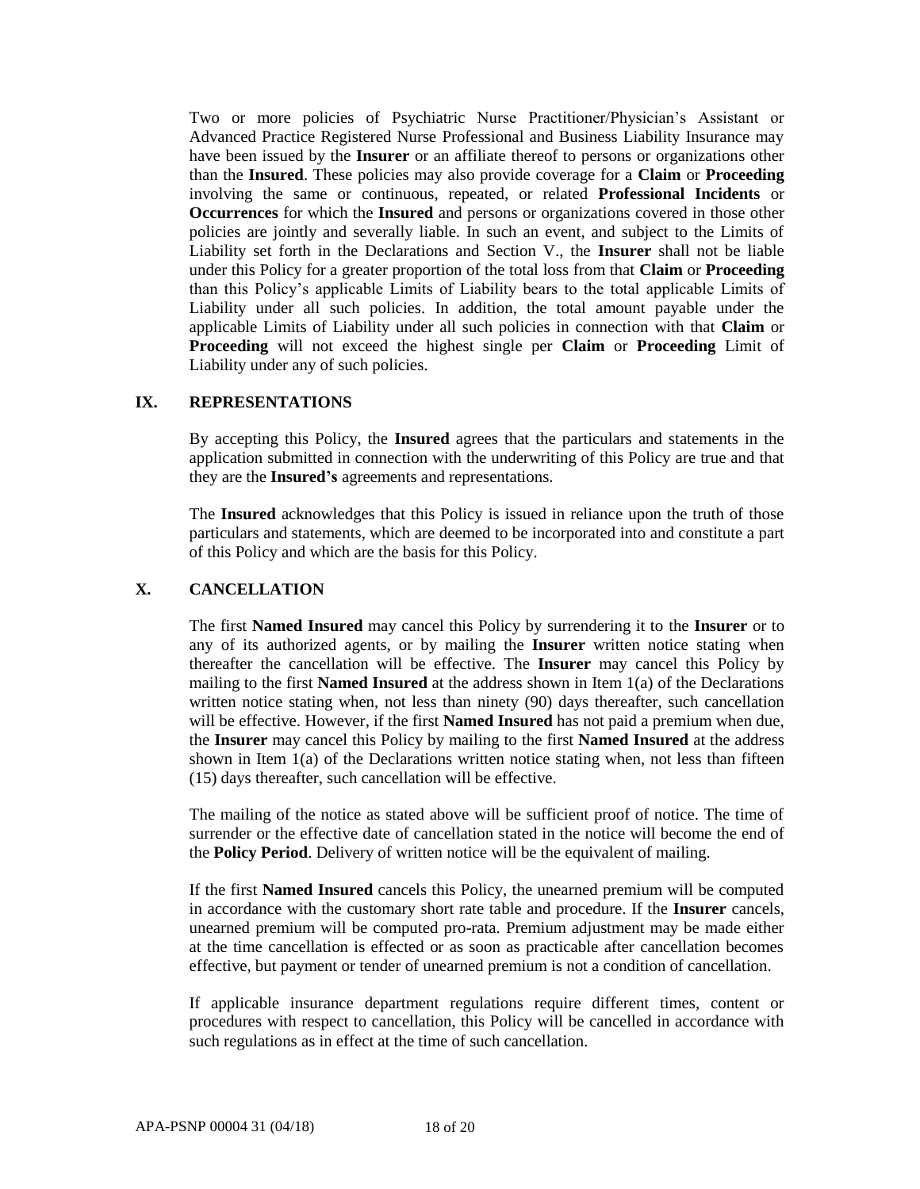Two or more policies of Psychiatric Nurse Practitioner/Physician's Assistant or Advanced Practice Registered Nurse Professional and Business Liability Insurance may have been issued by the **Insurer** or an affiliate thereof to persons or organizations other than the **Insured**. These policies may also provide coverage for a **Claim** or **Proceeding** involving the same or continuous, repeated, or related **Professional Incidents** or **Occurrences** for which the **Insured** and persons or organizations covered in those other policies are jointly and severally liable. In such an event, and subject to the Limits of Liability set forth in the Declarations and Section V., the **Insurer** shall not be liable under this Policy for a greater proportion of the total loss from that **Claim** or **Proceeding** than this Policy's applicable Limits of Liability bears to the total applicable Limits of Liability under all such policies. In addition, the total amount payable under the applicable Limits of Liability under all such policies in connection with that **Claim** or **Proceeding** will not exceed the highest single per **Claim** or **Proceeding** Limit of Liability under any of such policies.

## IX. REPRESENTATIONS

By accepting this Policy, the **Insured** agrees that the particulars and statements in the application submitted in connection with the underwriting of this Policy are true and that they are the **Insured's** agreements and representations.

The **Insured** acknowledges that this Policy is issued in reliance upon the truth of those particulars and statements, which are deemed to be incorporated into and constitute a part of this Policy and which are the basis for this Policy.

## X. CANCELLATION

The first **Named Insured** may cancel this Policy by surrendering it to the **Insurer** or to any of its authorized agents, or by mailing the **Insurer** written notice stating when thereafter the cancellation will be effective. The **Insurer** may cancel this Policy by mailing to the first **Named Insured** at the address shown in Item 1(a) of the Declarations written notice stating when, not less than ninety (90) days thereafter, such cancellation will be effective. However, if the first **Named Insured** has not paid a premium when due, the **Insurer** may cancel this Policy by mailing to the first **Named Insured** at the address shown in Item 1(a) of the Declarations written notice stating when, not less than fifteen (15) days thereafter, such cancellation will be effective.

The mailing of the notice as stated above will be sufficient proof of notice. The time of surrender or the effective date of cancellation stated in the notice will become the end of the **Policy Period**. Delivery of written notice will be the equivalent of mailing.

If the first **Named Insured** cancels this Policy, the unearned premium will be computed in accordance with the customary short rate table and procedure. If the **Insurer** cancels, unearned premium will be computed pro-rata. Premium adjustment may be made either at the time cancellation is effected or as soon as practicable after cancellation becomes effective, but payment or tender of unearned premium is not a condition of cancellation.

If applicable insurance department regulations require different times, content or procedures with respect to cancellation, this Policy will be cancelled in accordance with such regulations as in effect at the time of such cancellation.

APA-PSNP 00004 31 (04/18)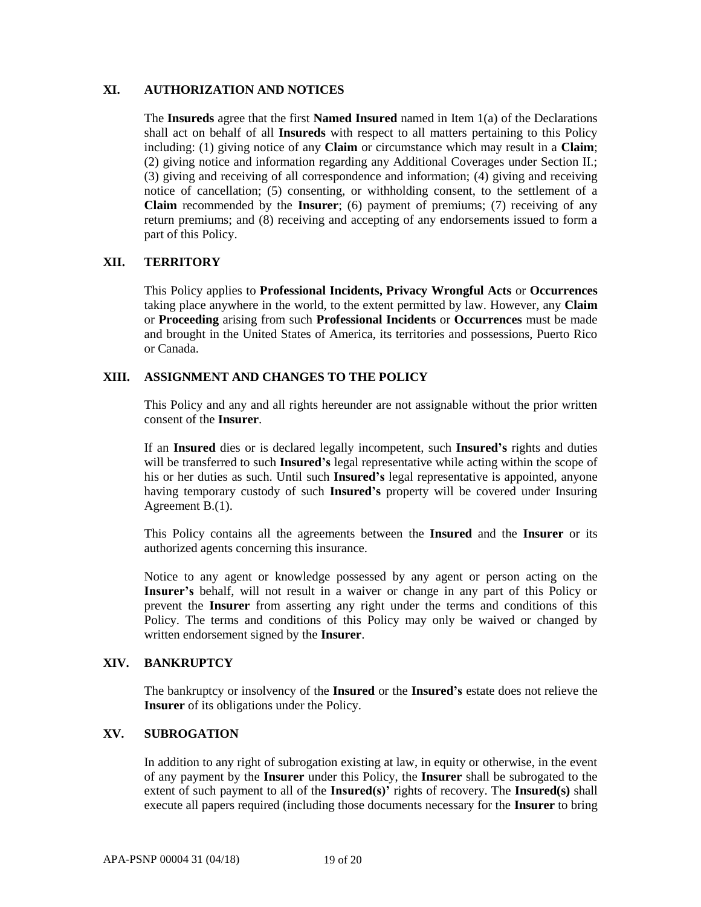## XI. AUTHORIZATION AND NOTICES

The **Insureds** agree that the first **Named Insured** named in Item 1(a) of the Declarations shall act on behalf of all **Insureds** with respect to all matters pertaining to this Policy including: (1) giving notice of any **Claim** or circumstance which may result in a **Claim**; (2) giving notice and information regarding any Additional Coverages under Section II.; (3) giving and receiving of all correspondence and information; (4) giving and receiving notice of cancellation; (5) consenting, or withholding consent, to the settlement of a **Claim** recommended by the **Insurer**; (6) payment of premiums; (7) receiving of any return premiums; and (8) receiving and accepting of any endorsements issued to form a part of this Policy.

## XII. TERRITORY

This Policy applies to **Professional Incidents, Privacy Wrongful Acts** or **Occurrences** taking place anywhere in the world, to the extent permitted by law. However, any **Claim** or **Proceeding** arising from such **Professional Incidents** or **Occurrences** must be made and brought in the United States of America, its territories and possessions, Puerto Rico or Canada.

## XIII. ASSIGNMENT AND CHANGES TO THE POLICY

This Policy and any and all rights hereunder are not assignable without the prior written consent of the **Insurer**.

If an **Insured** dies or is declared legally incompetent, such **Insured's** rights and duties will be transferred to such **Insured's** legal representative while acting within the scope of his or her duties as such. Until such **Insured's** legal representative is appointed, anyone having temporary custody of such **Insured's** property will be covered under Insuring Agreement B.(1).

This Policy contains all the agreements between the **Insured** and the **Insurer** or its authorized agents concerning this insurance.

Notice to any agent or knowledge possessed by any agent or person acting on the **Insurer's** behalf, will not result in a waiver or change in any part of this Policy or prevent the **Insurer** from asserting any right under the terms and conditions of this Policy. The terms and conditions of this Policy may only be waived or changed by written endorsement signed by the **Insurer**.

## XIV. BANKRUPTCY

The bankruptcy or insolvency of the **Insured** or the **Insured's** estate does not relieve the **Insurer** of its obligations under the Policy.

## XV. SUBROGATION

In addition to any right of subrogation existing at law, in equity or otherwise, in the event of any payment by the **Insurer** under this Policy, the **Insurer** shall be subrogated to the extent of such payment to all of the **Insured(s)'** rights of recovery. The **Insured(s)** shall execute all papers required (including those documents necessary for the **Insurer** to bring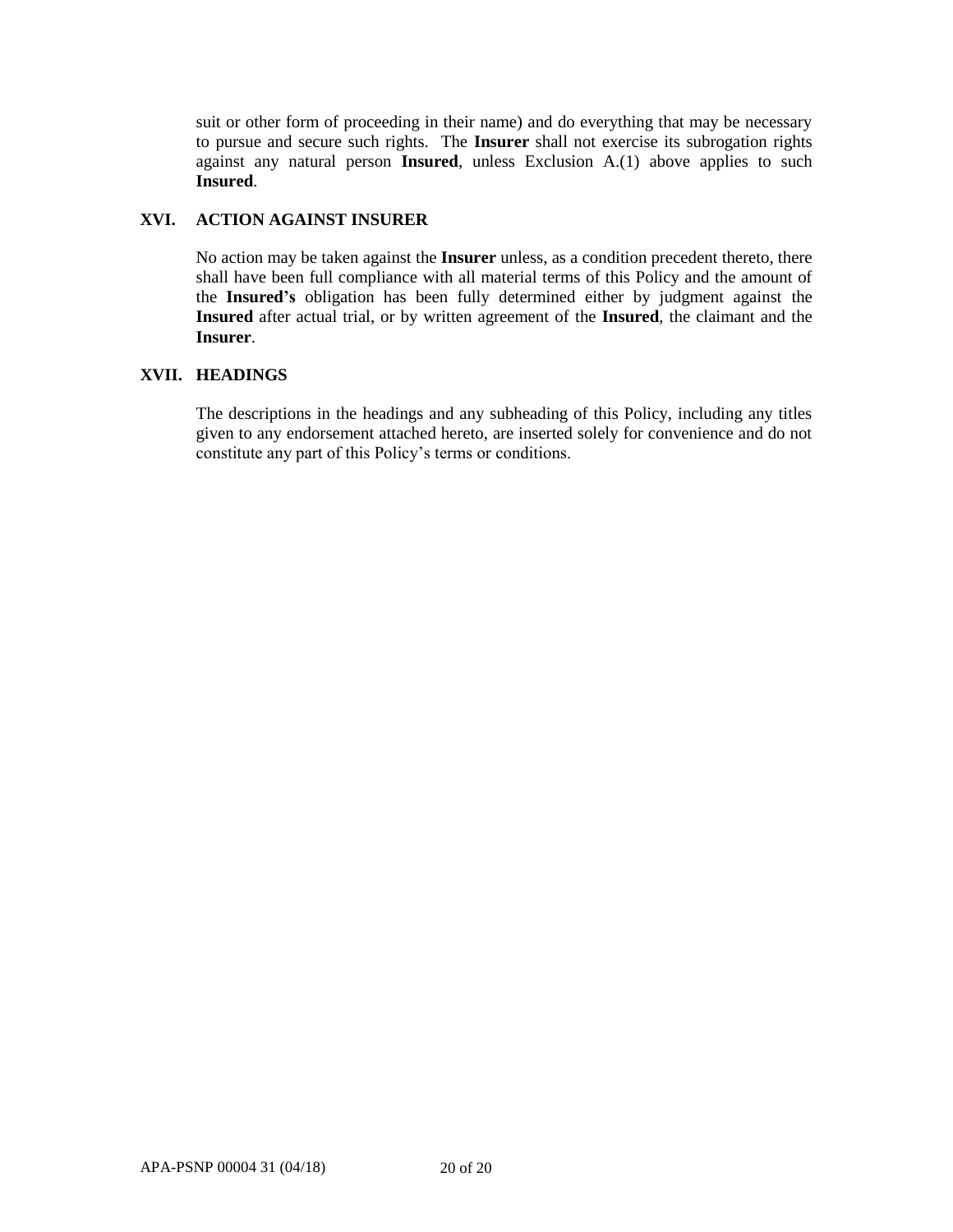suit or other form of proceeding in their name) and do everything that may be necessary to pursue and secure such rights. The **Insurer** shall not exercise its subrogation rights against any natural person **Insured**, unless Exclusion A.(1) above applies to such **Insured**.

## XVI. ACTION AGAINST INSURER

No action may be taken against the **Insurer** unless, as a condition precedent thereto, there shall have been full compliance with all material terms of this Policy and the amount of the **Insured's** obligation has been fully determined either by judgment against the **Insured** after actual trial, or by written agreement of the **Insured**, the claimant and the **Insurer**.

## XVII. HEADINGS

The descriptions in the headings and any subheading of this Policy, including any titles given to any endorsement attached hereto, are inserted solely for convenience and do not constitute any part of this Policy's terms or conditions.

APA-PSNP 00004 31 (04/18)